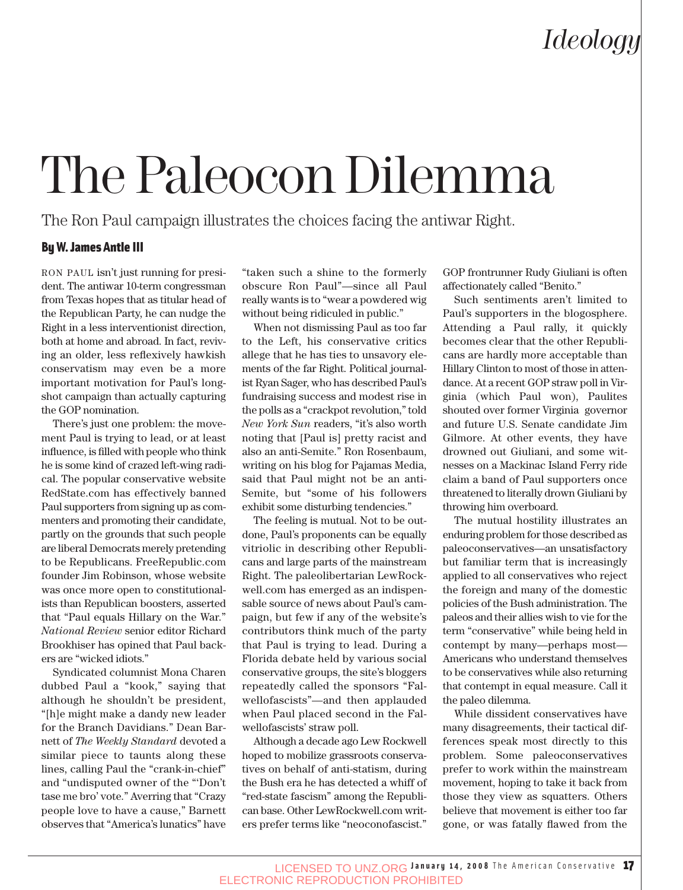*Ideology*

# The Paleocon Dilemma

The Ron Paul campaign illustrates the choices facing the antiwar Right.

**By W. James Antle III**

RON PAUL isn't just running for president. The antiwar 10-term congressman from Texas hopes that as titular head of the Republican Party, he can nudge the Right in a less interventionist direction, both at home and abroad. In fact, reviving an older, less reflexively hawkish conservatism may even be a more important motivation for Paul's longshot campaign than actually capturing the GOP nomination.

There's just one problem: the movement Paul is trying to lead, or at least influence, is filled with people who think he is some kind of crazed left-wing radical. The popular conservative website RedState.com has effectively banned Paul supporters from signing up as commenters and promoting their candidate, partly on the grounds that such people are liberal Democrats merely pretending to be Republicans. FreeRepublic.com founder Jim Robinson, whose website was once more open to constitutionalists than Republican boosters, asserted that "Paul equals Hillary on the War." *National Review* senior editor Richard Brookhiser has opined that Paul backers are "wicked idiots."

Syndicated columnist Mona Charen dubbed Paul a "kook," saying that although he shouldn't be president, "[h]e might make a dandy new leader for the Branch Davidians." Dean Barnett of *The Weekly Standard* devoted a similar piece to taunts along these lines, calling Paul the "crank-in-chief" and "undisputed owner of the "'Don't tase me bro' vote." Averring that "Crazy people love to have a cause," Barnett observes that "America's lunatics" have "taken such a shine to the formerly obscure Ron Paul"—since all Paul really wants is to "wear a powdered wig without being ridiculed in public."

When not dismissing Paul as too far to the Left, his conservative critics allege that he has ties to unsavory elements of the far Right. Political journalist Ryan Sager, who has described Paul's fundraising success and modest rise in the polls as a "crackpot revolution," told *New York Sun* readers, "it's also worth noting that [Paul is] pretty racist and also an anti-Semite." Ron Rosenbaum, writing on his blog for Pajamas Media, said that Paul might not be an anti-Semite, but "some of his followers exhibit some disturbing tendencies."

The feeling is mutual. Not to be outdone, Paul's proponents can be equally vitriolic in describing other Republicans and large parts of the mainstream Right. The paleolibertarian LewRockwell.com has emerged as an indispensable source of news about Paul's campaign, but few if any of the website's contributors think much of the party that Paul is trying to lead. During a Florida debate held by various social conservative groups, the site's bloggers repeatedly called the sponsors "Falwellofascists"—and then applauded when Paul placed second in the Falwellofascists' straw poll.

Although a decade ago Lew Rockwell hoped to mobilize grassroots conservatives on behalf of anti-statism, during the Bush era he has detected a whiff of "red-state fascism" among the Republican base. Other LewRockwell.com writers prefer terms like "neoconofascist." GOP frontrunner Rudy Giuliani is often affectionately called "Benito."

Such sentiments aren't limited to Paul's supporters in the blogosphere. Attending a Paul rally, it quickly becomes clear that the other Republicans are hardly more acceptable than Hillary Clinton to most of those in attendance. At a recent GOP straw poll in Virginia (which Paul won), Paulites shouted over former Virginia governor and future U.S. Senate candidate Jim Gilmore. At other events, they have drowned out Giuliani, and some witnesses on a Mackinac Island Ferry ride claim a band of Paul supporters once threatened to literally drown Giuliani by throwing him overboard.

The mutual hostility illustrates an enduring problem for those described as paleoconservatives—an unsatisfactory but familiar term that is increasingly applied to all conservatives who reject the foreign and many of the domestic policies of the Bush administration. The paleos and their allies wish to vie for the term "conservative" while being held in contempt by many—perhaps most—Americans who understand themselves to be conservatives while also returning that contempt in equal measure. Call it the paleo dilemma.

While dissident conservatives have many disagreements, their tactical differences speak most directly to this problem. Some paleoconservatives prefer to work within the mainstream movement, hoping to take it back from those they view as squatters. Others believe that movement is either too far gone, or was fatally flawed from the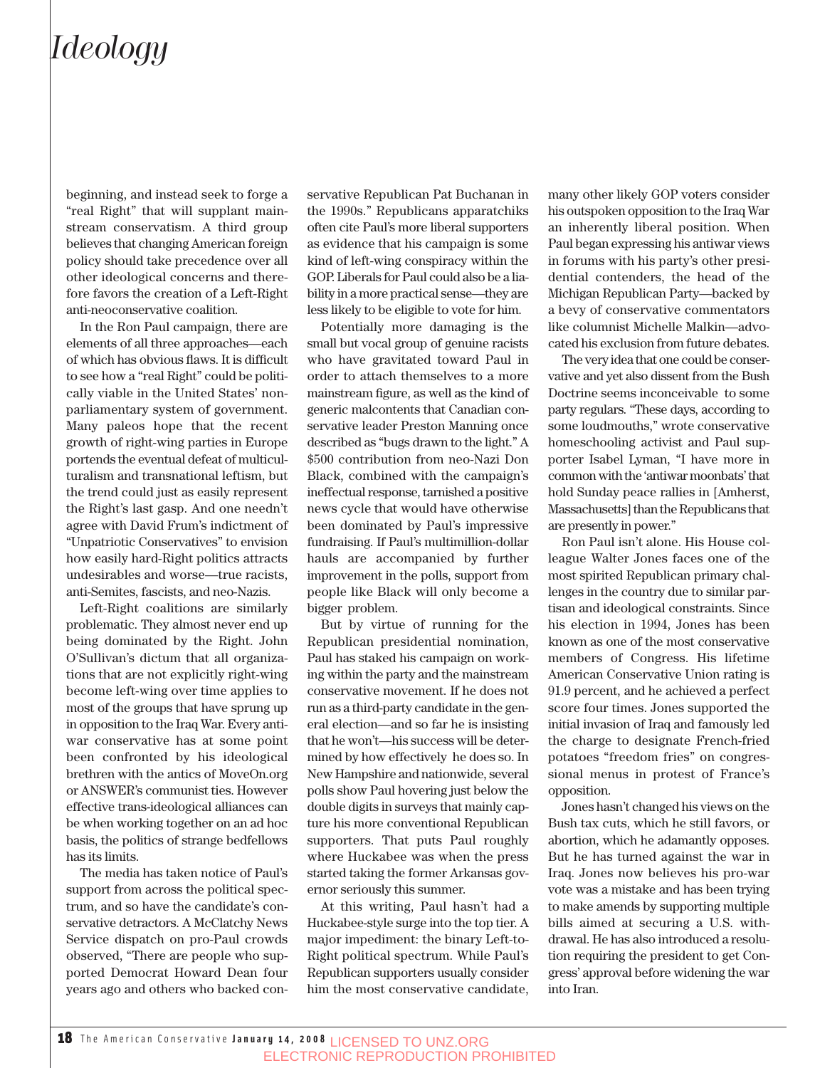beginning, and instead seek to forge a "real Right" that will supplant mainstream conservatism. A third group believes that changing American foreign policy should take precedence over all other ideological concerns and therefore favors the creation of a Left-Right anti-neoconservative coalition.

In the Ron Paul campaign, there are elements of all three approaches—each of which has obvious flaws. It is difficult to see how a "real Right" could be politically viable in the United States' non-parliamentary system of government. Many paleos hope that the recent growth of right-wing parties in Europe portends the eventual defeat of multiculturalism and transnational leftism, but the trend could just as easily represent the Right's last gasp. And one needn't agree with David Frum's indictment of "Unpatriotic Conservatives" to envision how easily hard-Right politics attracts undesirables and worse—true racists, anti-Semites, fascists, and neo-Nazis.

Left-Right coalitions are similarly problematic. They almost never end up being dominated by the Right. John O'Sullivan's dictum that all organizations that are not explicitly right-wing become left-wing over time applies to most of the groups that have sprung up in opposition to the Iraq War. Every antiwar conservative has at some point been confronted by his ideological brethren with the antics of MoveOn.org or ANSWER's communist ties. However effective trans-ideological alliances can be when working together on an ad hoc basis, the politics of strange bedfellows has its limits.

The media has taken notice of Paul's support from across the political spectrum, and so have the candidate's conservative detractors. A McClatchy News Service dispatch on pro-Paul crowds observed, "There are people who supported Democrat Howard Dean four years ago and others who backed conservative Republican Pat Buchanan in the 1990s." Republicans apparatchiks often cite Paul's more liberal supporters as evidence that his campaign is some kind of left-wing conspiracy within the GOP. Liberals for Paul could also be a liability in a more practical sense—they are less likely to be eligible to vote for him.

Potentially more damaging is the small but vocal group of genuine racists who have gravitated toward Paul in order to attach themselves to a more mainstream figure, as well as the kind of generic malcontents that Canadian conservative leader Preston Manning once described as "bugs drawn to the light." A $500 contribution from neo-Nazi Don Black, combined with the campaign's ineffectual response, tarnished a positive news cycle that would have otherwise been dominated by Paul's impressive fundraising. If Paul's multimillion-dollar hauls are accompanied by further improvement in the polls, support from people like Black will only become a bigger problem.

But by virtue of running for the Republican presidential nomination, Paul has staked his campaign on working within the party and the mainstream conservative movement. If he does not run as a third-party candidate in the general election—and so far he is insisting that he won't—his success will be determined by how effectively he does so. In New Hampshire and nationwide, several polls show Paul hovering just below the double digits in surveys that mainly capture his more conventional Republican supporters. That puts Paul roughly where Huckabee was when the press started taking the former Arkansas governor seriously this summer.

At this writing, Paul hasn't had a Huckabee-style surge into the top tier. A major impediment: the binary Left-to-Right political spectrum. While Paul's Republican supporters usually consider him the most conservative candidate, many other likely GOP voters consider his outspoken opposition to the Iraq War an inherently liberal position. When Paul began expressing his antiwar views in forums with his party's other presidential contenders, the head of the Michigan Republican Party—backed by a bevy of conservative commentators like columnist Michelle Malkin—advocated his exclusion from future debates.

The very idea that one could be conservative and yet also dissent from the Bush Doctrine seems inconceivable to some party regulars. "These days, according to some loudmouths," wrote conservative homeschooling activist and Paul supporter Isabel Lyman, "I have more in common with the 'antiwar moonbats' that hold Sunday peace rallies in [Amherst, Massachusetts] than the Republicans that are presently in power."

Ron Paul isn't alone. His House colleague Walter Jones faces one of the most spirited Republican primary challenges in the country due to similar partisan and ideological constraints. Since his election in 1994, Jones has been known as one of the most conservative members of Congress. His lifetime American Conservative Union rating is 91.9 percent, and he achieved a perfect score four times. Jones supported the initial invasion of Iraq and famously led the charge to designate French-fried potatoes "freedom fries" on congressional menus in protest of France's opposition.

Jones hasn't changed his views on the Bush tax cuts, which he still favors, or abortion, which he adamantly opposes. But he has turned against the war in Iraq. Jones now believes his pro-war vote was a mistake and has been trying to make amends by supporting multiple bills aimed at securing a U.S. withdrawal. He has also introduced a resolution requiring the president to get Congress' approval before widening the war into Iran.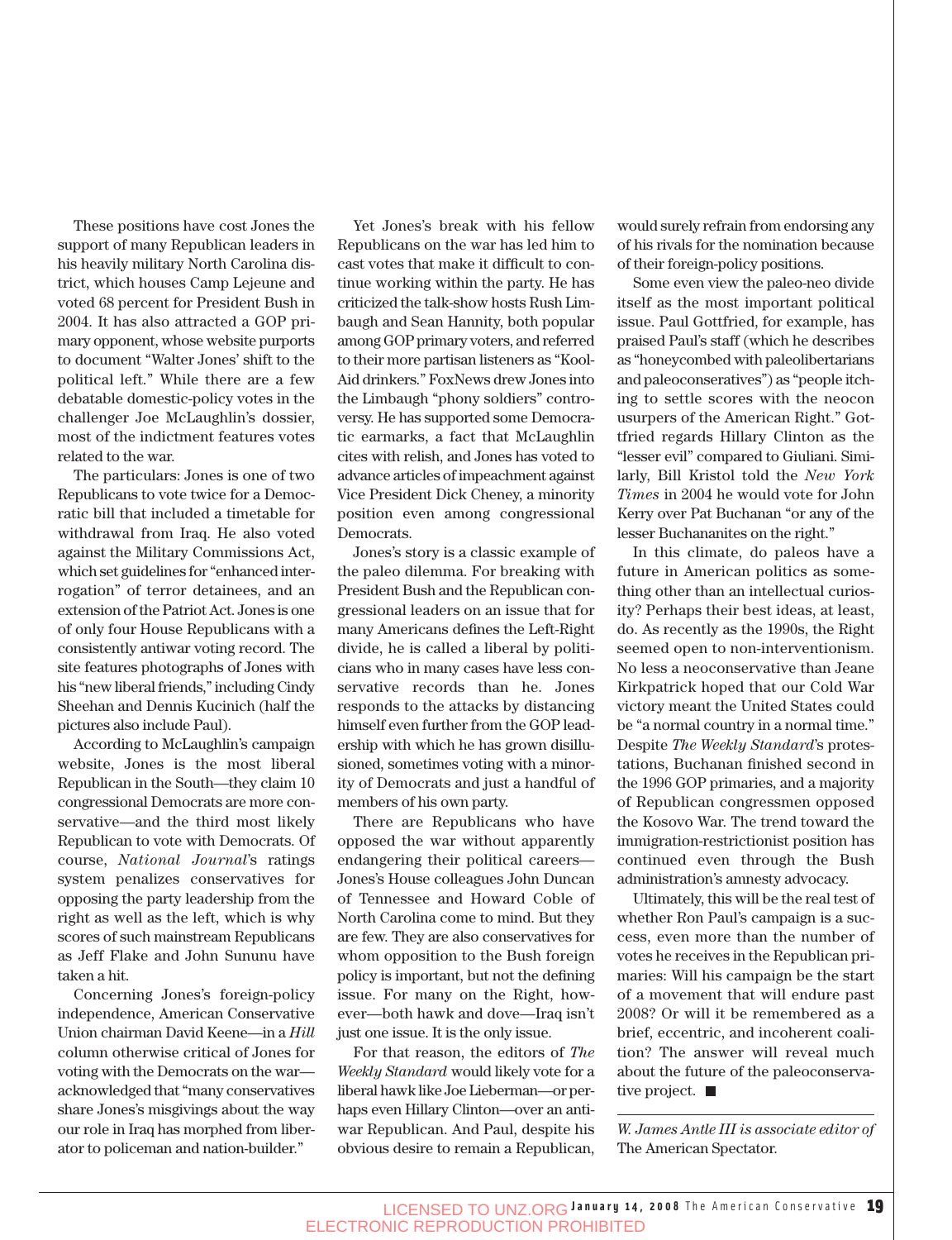These positions have cost Jones the support of many Republican leaders in his heavily military North Carolina district, which houses Camp Lejeune and voted 68 percent for President Bush in 2004. It has also attracted a GOP primary opponent, whose website purports to document "Walter Jones' shift to the political left." While there are a few debatable domestic-policy votes in the challenger Joe McLaughlin's dossier, most of the indictment features votes related to the war.

The particulars: Jones is one of two Republicans to vote twice for a Democratic bill that included a timetable for withdrawal from Iraq. He also voted against the Military Commissions Act, which set guidelines for "enhanced interrogation" of terror detainees, and an extension of the Patriot Act. Jones is one of only four House Republicans with a consistently antiwar voting record. The site features photographs of Jones with his "new liberal friends," including Cindy Sheehan and Dennis Kucinich (half the pictures also include Paul).

According to McLaughlin's campaign website, Jones is the most liberal Republican in the South—they claim 10 congressional Democrats are more conservative—and the third most likely Republican to vote with Democrats. Of course, *National Journal*'s ratings system penalizes conservatives for opposing the party leadership from the right as well as the left, which is why scores of such mainstream Republicans as Jeff Flake and John Sununu have taken a hit.

Concerning Jones's foreign-policy independence, American Conservative Union chairman David Keene—in a *Hill* column otherwise critical of Jones for voting with the Democrats on the war—acknowledged that "many conservatives share Jones's misgivings about the way our role in Iraq has morphed from liberator to policeman and nation-builder."

Yet Jones's break with his fellow Republicans on the war has led him to cast votes that make it difficult to continue working within the party. He has criticized the talk-show hosts Rush Limbaugh and Sean Hannity, both popular among GOP primary voters, and referred to their more partisan listeners as "Kool-Aid drinkers." FoxNews drew Jones into the Limbaugh "phony soldiers" controversy. He has supported some Democratic earmarks, a fact that McLaughlin cites with relish, and Jones has voted to advance articles of impeachment against Vice President Dick Cheney, a minority position even among congressional Democrats.

Jones's story is a classic example of the paleo dilemma. For breaking with President Bush and the Republican congressional leaders on an issue that for many Americans defines the Left-Right divide, he is called a liberal by politicians who in many cases have less conservative records than he. Jones responds to the attacks by distancing himself even further from the GOP leadership with which he has grown disillusioned, sometimes voting with a minority of Democrats and just a handful of members of his own party.

There are Republicans who have opposed the war without apparently endangering their political careers—Jones's House colleagues John Duncan of Tennessee and Howard Coble of North Carolina come to mind. But they are few. They are also conservatives for whom opposition to the Bush foreign policy is important, but not the defining issue. For many on the Right, however—both hawk and dove—Iraq isn't just one issue. It is the only issue.

For that reason, the editors of *The Weekly Standard* would likely vote for a liberal hawk like Joe Lieberman—or perhaps even Hillary Clinton—over an antiwar Republican. And Paul, despite his obvious desire to remain a Republican, would surely refrain from endorsing any of his rivals for the nomination because of their foreign-policy positions.

Some even view the paleo-neo divide itself as the most important political issue. Paul Gottfried, for example, has praised Paul's staff (which he describes as "honeycombed with paleolibertarians and paleoconservatives") as "people itching to settle scores with the neocon usurpers of the American Right." Gottfried regards Hillary Clinton as the "lesser evil" compared to Giuliani. Similarly, Bill Kristol told the *New York Times* in 2004 he would vote for John Kerry over Pat Buchanan "or any of the lesser Buchananites on the right."

In this climate, do paleos have a future in American politics as something other than an intellectual curiosity? Perhaps their best ideas, at least, do. As recently as the 1990s, the Right seemed open to non-interventionism. No less a neoconservative than Jeane Kirkpatrick hoped that our Cold War victory meant the United States could be "a normal country in a normal time." Despite *The Weekly Standard*'s protestations, Buchanan finished second in the 1996 GOP primaries, and a majority of Republican congressmen opposed the Kosovo War. The trend toward the immigration-restrictionist position has continued even through the Bush administration's amnesty advocacy.

Ultimately, this will be the real test of whether Ron Paul's campaign is a success, even more than the number of votes he receives in the Republican primaries: Will his campaign be the start of a movement that will endure past 2008? Or will it be remembered as a brief, eccentric, and incoherent coalition? The answer will reveal much about the future of the paleoconservative project. ■

---

*W. James Antle III is associate editor of* The American Spectator.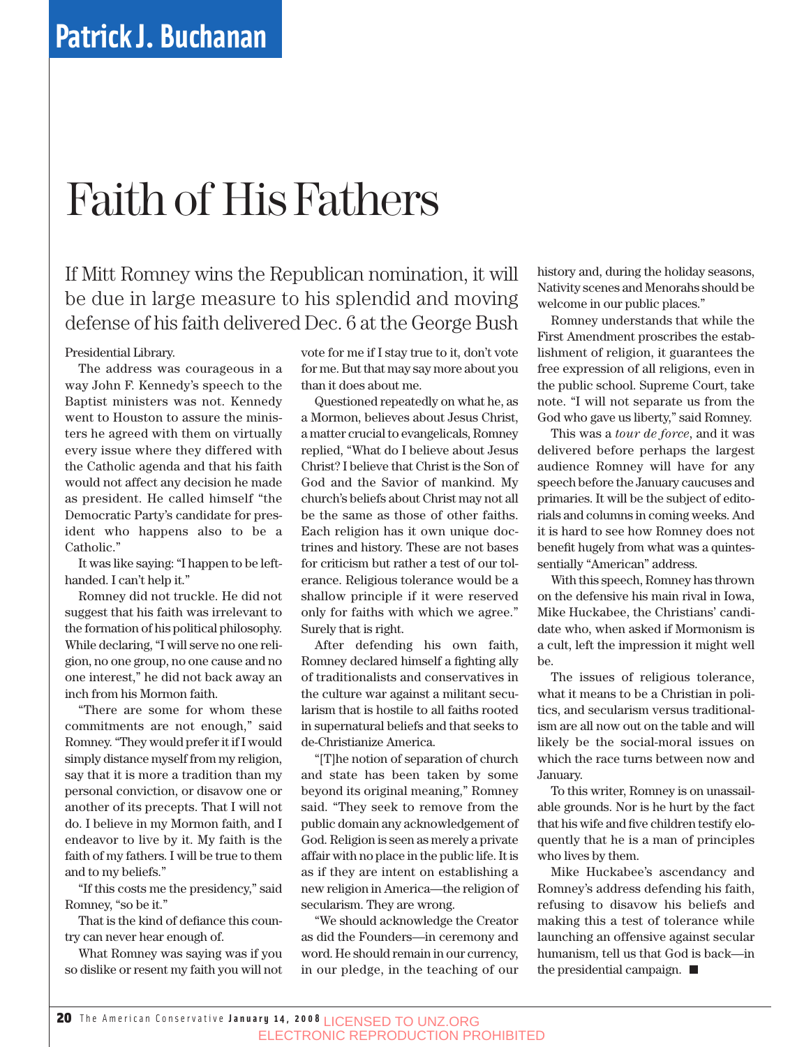**Patrick J. Buchanan**

# Faith of His Fathers

If Mitt Romney wins the Republican nomination, it will be due in large measure to his splendid and moving defense of his faith delivered Dec. 6 at the George Bush Presidential Library.

The address was courageous in a way John F. Kennedy's speech to the Baptist ministers was not. Kennedy went to Houston to assure the ministers he agreed with them on virtually every issue where they differed with the Catholic agenda and that his faith would not affect any decision he made as president. He called himself "the Democratic Party's candidate for president who happens also to be a Catholic."

It was like saying: "I happen to be left-handed. I can't help it."

Romney did not truckle. He did not suggest that his faith was irrelevant to the formation of his political philosophy. While declaring, "I will serve no one religion, no one group, no one cause and no one interest," he did not back away an inch from his Mormon faith.

"There are some for whom these commitments are not enough," said Romney. "They would prefer it if I would simply distance myself from my religion, say that it is more a tradition than my personal conviction, or disavow one or another of its precepts. That I will not do. I believe in my Mormon faith, and I endeavor to live by it. My faith is the faith of my fathers. I will be true to them and to my beliefs."

"If this costs me the presidency," said Romney, "so be it."

That is the kind of defiance this country can never hear enough of.

What Romney was saying was if you so dislike or resent my faith you will not vote for me if I stay true to it, don't vote for me. But that may say more about you than it does about me.

Questioned repeatedly on what he, as a Mormon, believes about Jesus Christ, a matter crucial to evangelicals, Romney replied, "What do I believe about Jesus Christ? I believe that Christ is the Son of God and the Savior of mankind. My church's beliefs about Christ may not all be the same as those of other faiths. Each religion has it own unique doctrines and history. These are not bases for criticism but rather a test of our tolerance. Religious tolerance would be a shallow principle if it were reserved only for faiths with which we agree." Surely that is right.

After defending his own faith, Romney declared himself a fighting ally of traditionalists and conservatives in the culture war against a militant secularism that is hostile to all faiths rooted in supernatural beliefs and that seeks to de-Christianize America.

"[T]he notion of separation of church and state has been taken by some beyond its original meaning," Romney said. "They seek to remove from the public domain any acknowledgement of God. Religion is seen as merely a private affair with no place in the public life. It is as if they are intent on establishing a new religion in America—the religion of secularism. They are wrong.

"We should acknowledge the Creator as did the Founders—in ceremony and word. He should remain in our currency, in our pledge, in the teaching of our history and, during the holiday seasons, Nativity scenes and Menorahs should be welcome in our public places."

Romney understands that while the First Amendment proscribes the establishment of religion, it guarantees the free expression of all religions, even in the public school. Supreme Court, take note. "I will not separate us from the God who gave us liberty," said Romney.

This was a *tour de force*, and it was delivered before perhaps the largest audience Romney will have for any speech before the January caucuses and primaries. It will be the subject of editorials and columns in coming weeks. And it is hard to see how Romney does not benefit hugely from what was a quintessentially "American" address.

With this speech, Romney has thrown on the defensive his main rival in Iowa, Mike Huckabee, the Christians' candidate who, when asked if Mormonism is a cult, left the impression it might well be.

The issues of religious tolerance, what it means to be a Christian in politics, and secularism versus traditionalism are all now out on the table and will likely be the social-moral issues on which the race turns between now and January.

To this writer, Romney is on unassailable grounds. Nor is he hurt by the fact that his wife and five children testify eloquently that he is a man of principles who lives by them.

Mike Huckabee's ascendancy and Romney's address defending his faith, refusing to disavow his beliefs and making this a test of tolerance while launching an offensive against secular humanism, tell us that God is back—in the presidential campaign. ■